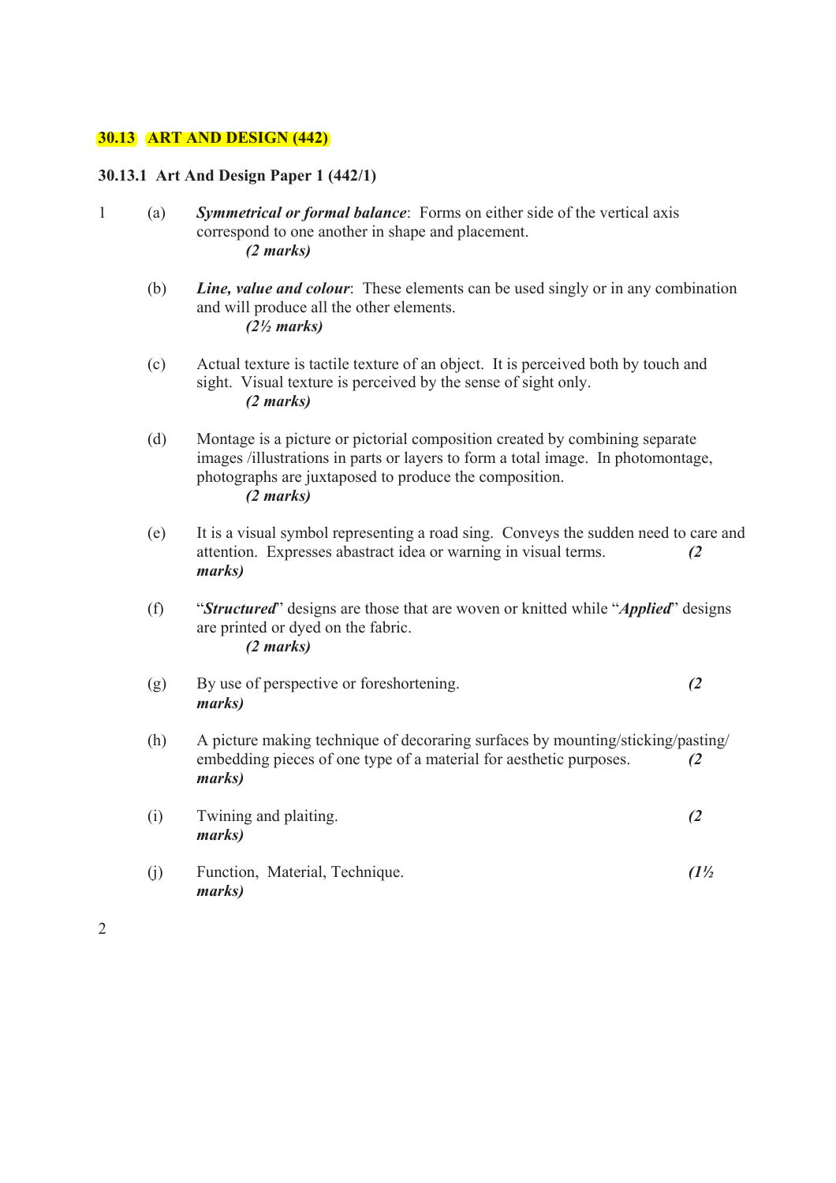## 30.13 ART AND DESIGN (442)

### 30.13.1 Art And Design Paper 1 (442/1)

1 (a) ***Symmetrical or formal balance***: Forms on either side of the vertical axis correspond to one another in shape and placement.
*(2 marks)*

(b) ***Line, value and colour***: These elements can be used singly or in any combination and will produce all the other elements.
*(2½ marks)*

(c) Actual texture is tactile texture of an object. It is perceived both by touch and sight. Visual texture is perceived by the sense of sight only.
*(2 marks)*

(d) Montage is a picture or pictorial composition created by combining separate images /illustrations in parts or layers to form a total image. In photomontage, photographs are juxtaposed to produce the composition.
*(2 marks)*

(e) It is a visual symbol representing a road sing. Conveys the sudden need to care and attention. Expresses abastract idea or warning in visual terms. *(2 marks)*

(f) "***Structured***" designs are those that are woven or knitted while "***Applied***" designs are printed or dyed on the fabric.
*(2 marks)*

(g) By use of perspective or foreshortening. *(2 marks)*

(h) A picture making technique of decoraring surfaces by mounting/sticking/pasting/ embedding pieces of one type of a material for aesthetic purposes. *(2 marks)*

(i) Twining and plaiting. *(2 marks)*

(j) Function, Material, Technique. *(1½ marks)*

2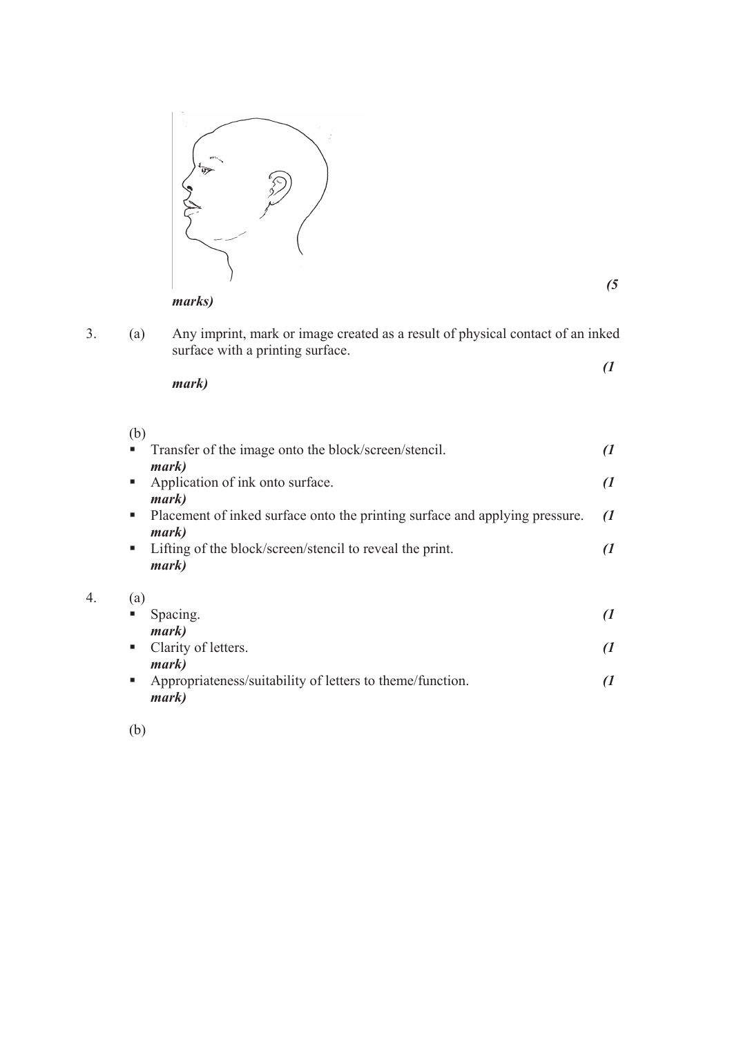*(5 marks)*

3. (a) Any imprint, mark or image created as a result of physical contact of an inked surface with a printing surface. *(1 mark)*

   (b)
   - Transfer of the image onto the block/screen/stencil. *(1 mark)*
   - Application of ink onto surface. *(1 mark)*
   - Placement of inked surface onto the printing surface and applying pressure. *(1 mark)*
   - Lifting of the block/screen/stencil to reveal the print. *(1 mark)*

4. (a)
   - Spacing. *(1 mark)*
   - Clarity of letters. *(1 mark)*
   - Appropriateness/suitability of letters to theme/function. *(1 mark)*

   (b)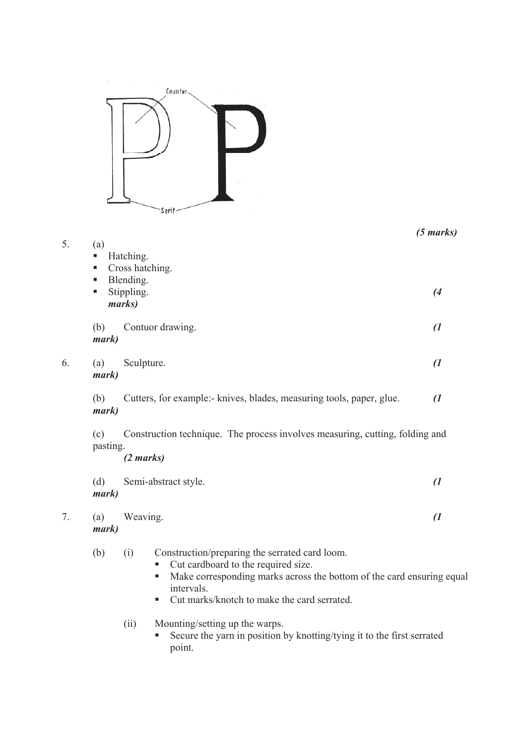Counter

Serif

*(5 marks)*

5. (a)
   - Hatching.
   - Cross hatching.
   - Blending.
   - Stippling. *(4 marks)*

   (b) Contuor drawing. *(1 mark)*

6. (a) Sculpture. *(1 mark)*

   (b) Cutters, for example:- knives, blades, measuring tools, paper, glue. *(1 mark)*

   (c) Construction technique. The process involves measuring, cutting, folding and pasting. *(2 marks)*

   (d) Semi-abstract style. *(1 mark)*

7. (a) Weaving. *(1 mark)*

   (b) (i) Construction/preparing the serrated card loom.
   - Cut cardboard to the required size.
   - Make corresponding marks across the bottom of the card ensuring equal intervals.
   - Cut marks/knotch to make the card serrated.

   (ii) Mounting/setting up the warps.
   - Secure the yarn in position by knotting/tying it to the first serrated point.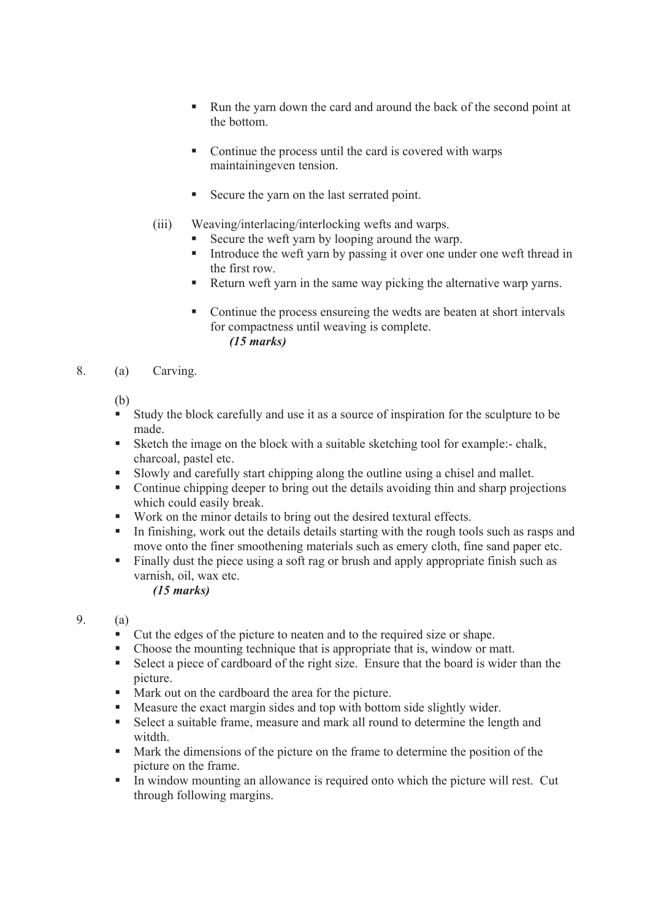- Run the yarn down the card and around the back of the second point at the bottom.

- Continue the process until the card is covered with warps maintainingeven tension.

- Secure the yarn on the last serrated point.

(iii) Weaving/interlacing/interlocking wefts and warps.

- Secure the weft yarn by looping around the warp.
- Introduce the weft yarn by passing it over one under one weft thread in the first row.
- Return weft yarn in the same way picking the alternative warp yarns.

- Continue the process ensureing the wedts are beaten at short intervals for compactness until weaving is complete.

*(15 marks)*

8. (a) Carving.

(b)

- Study the block carefully and use it as a source of inspiration for the sculpture to be made.
- Sketch the image on the block with a suitable sketching tool for example:- chalk, charcoal, pastel etc.
- Slowly and carefully start chipping along the outline using a chisel and mallet.
- Continue chipping deeper to bring out the details avoiding thin and sharp projections which could easily break.
- Work on the minor details to bring out the desired textural effects.
- In finishing, work out the details details starting with the rough tools such as rasps and move onto the finer smoothening materials such as emery cloth, fine sand paper etc.
- Finally dust the piece using a soft rag or brush and apply appropriate finish such as varnish, oil, wax etc.

*(15 marks)*

9. (a)

- Cut the edges of the picture to neaten and to the required size or shape.
- Choose the mounting technique that is appropriate that is, window or matt.
- Select a piece of cardboard of the right size. Ensure that the board is wider than the picture.
- Mark out on the cardboard the area for the picture.
- Measure the exact margin sides and top with bottom side slightly wider.
- Select a suitable frame, measure and mark all round to determine the length and witdth.
- Mark the dimensions of the picture on the frame to determine the position of the picture on the frame.
- In window mounting an allowance is required onto which the picture will rest. Cut through following margins.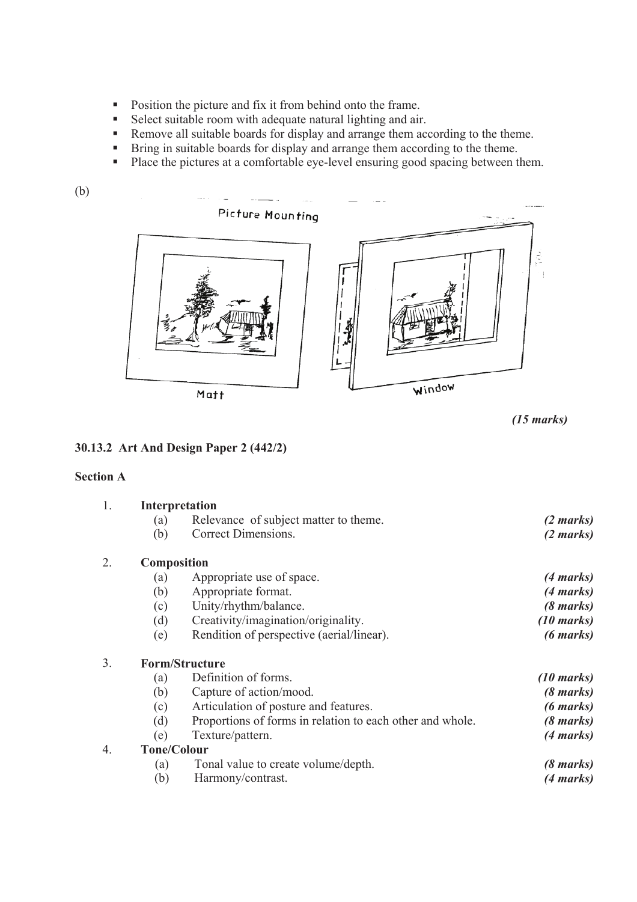- Position the picture and fix it from behind onto the frame.
- Select suitable room with adequate natural lighting and air.
- Remove all suitable boards for display and arrange them according to the theme.
- Bring in suitable boards for display and arrange them according to the theme.
- Place the pictures at a comfortable eye-level ensuring good spacing between them.

(b)

Picture Mounting

Matt

Window

*(15 marks)*

### 30.13.2 Art And Design Paper 2 (442/2)

#### Section A

1. **Interpretation**
   - (a) Relevance of subject matter to theme. *(2 marks)*
   - (b) Correct Dimensions. *(2 marks)*

2. **Composition**
   - (a) Appropriate use of space. *(4 marks)*
   - (b) Appropriate format. *(4 marks)*
   - (c) Unity/rhythm/balance. *(8 marks)*
   - (d) Creativity/imagination/originality. *(10 marks)*
   - (e) Rendition of perspective (aerial/linear). *(6 marks)*

3. **Form/Structure**
   - (a) Definition of forms. *(10 marks)*
   - (b) Capture of action/mood. *(8 marks)*
   - (c) Articulation of posture and features. *(6 marks)*
   - (d) Proportions of forms in relation to each other and whole. *(8 marks)*
   - (e) Texture/pattern. *(4 marks)*

4. **Tone/Colour**
   - (a) Tonal value to create volume/depth. *(8 marks)*
   - (b) Harmony/contrast. *(4 marks)*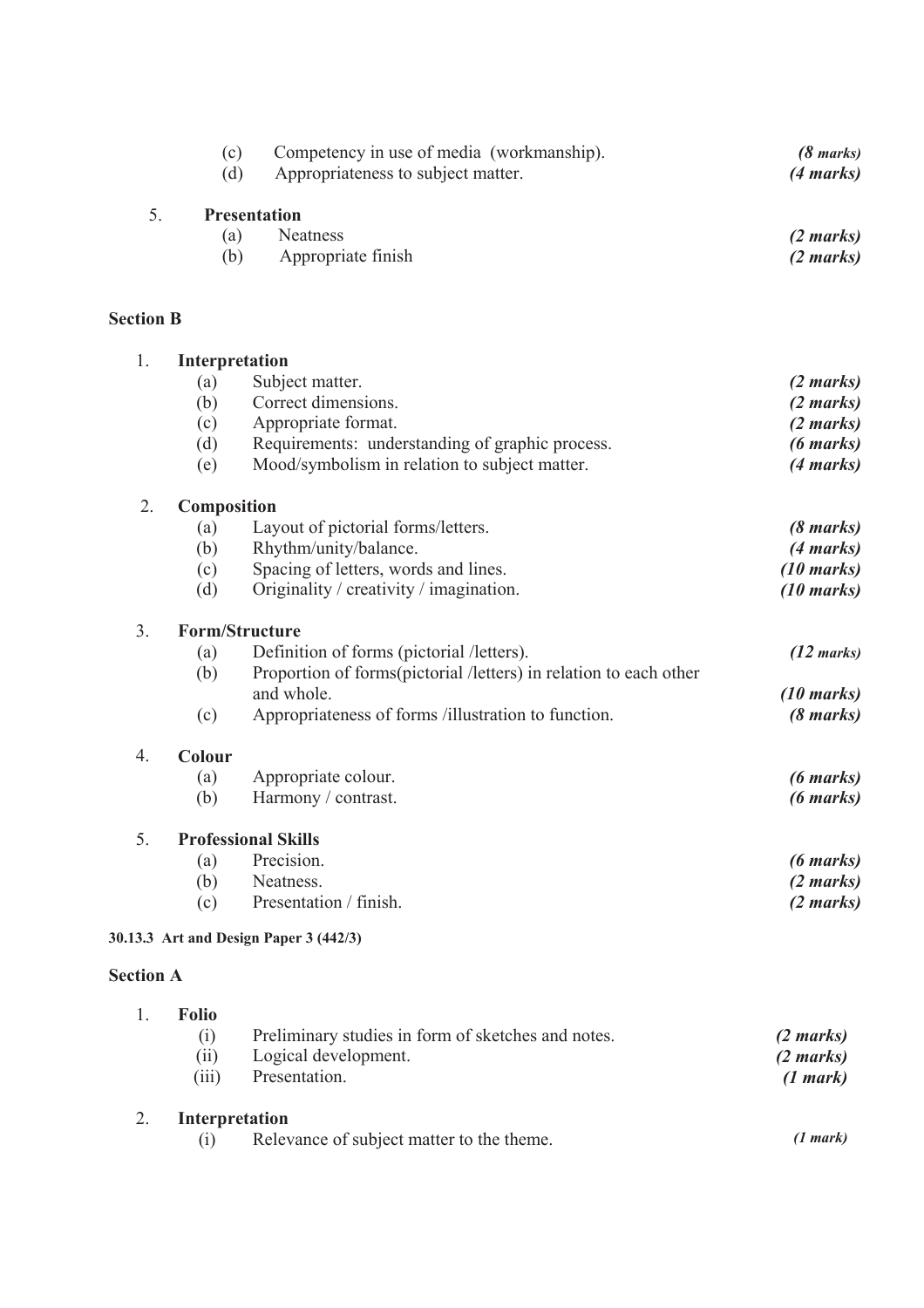(c) Competency in use of media (workmanship). *(8 marks)*
(d) Appropriateness to subject matter. *(4 marks)*

5. **Presentation**
   (a) Neatness *(2 marks)*
   (b) Appropriate finish *(2 marks)*

**Section B**

1. **Interpretation**
   (a) Subject matter. *(2 marks)*
   (b) Correct dimensions. *(2 marks)*
   (c) Appropriate format. *(2 marks)*
   (d) Requirements: understanding of graphic process. *(6 marks)*
   (e) Mood/symbolism in relation to subject matter. *(4 marks)*

2. **Composition**
   (a) Layout of pictorial forms/letters. *(8 marks)*
   (b) Rhythm/unity/balance. *(4 marks)*
   (c) Spacing of letters, words and lines. *(10 marks)*
   (d) Originality / creativity / imagination. *(10 marks)*

3. **Form/Structure**
   (a) Definition of forms (pictorial /letters). *(12 marks)*
   (b) Proportion of forms(pictorial /letters) in relation to each other and whole. *(10 marks)*
   (c) Appropriateness of forms /illustration to function. *(8 marks)*

4. **Colour**
   (a) Appropriate colour. *(6 marks)*
   (b) Harmony / contrast. *(6 marks)*

5. **Professional Skills**
   (a) Precision. *(6 marks)*
   (b) Neatness. *(2 marks)*
   (c) Presentation / finish. *(2 marks)*

**30.13.3 Art and Design Paper 3 (442/3)**

**Section A**

1. **Folio**
   (i) Preliminary studies in form of sketches and notes. *(2 marks)*
   (ii) Logical development. *(2 marks)*
   (iii) Presentation. *(1 mark)*

2. **Interpretation**
   (i) Relevance of subject matter to the theme. *(1 mark)*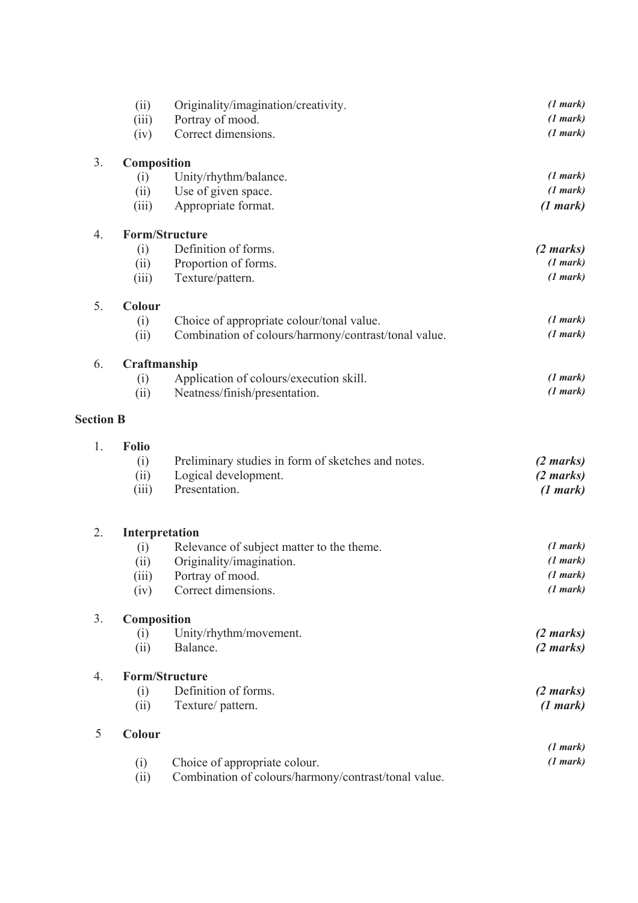(ii) Originality/imagination/creativity. *(1 mark)*
(iii) Portray of mood. *(1 mark)*
(iv) Correct dimensions. *(1 mark)*

3. **Composition**
   (i) Unity/rhythm/balance. *(1 mark)*
   (ii) Use of given space. *(1 mark)*
   (iii) Appropriate format. *(1 mark)*

4. **Form/Structure**
   (i) Definition of forms. *(2 marks)*
   (ii) Proportion of forms. *(1 mark)*
   (iii) Texture/pattern. *(1 mark)*

5. **Colour**
   (i) Choice of appropriate colour/tonal value. *(1 mark)*
   (ii) Combination of colours/harmony/contrast/tonal value. *(1 mark)*

6. **Craftmanship**
   (i) Application of colours/execution skill. *(1 mark)*
   (ii) Neatness/finish/presentation. *(1 mark)*

**Section B**

1. **Folio**
   (i) Preliminary studies in form of sketches and notes. *(2 marks)*
   (ii) Logical development. *(2 marks)*
   (iii) Presentation. *(1 mark)*

2. **Interpretation**
   (i) Relevance of subject matter to the theme. *(1 mark)*
   (ii) Originality/imagination. *(1 mark)*
   (iii) Portray of mood. *(1 mark)*
   (iv) Correct dimensions. *(1 mark)*

3. **Composition**
   (i) Unity/rhythm/movement. *(2 marks)*
   (ii) Balance. *(2 marks)*

4. **Form/Structure**
   (i) Definition of forms. *(2 marks)*
   (ii) Texture/ pattern. *(1 mark)*

5. **Colour**
   (i) Choice of appropriate colour. *(1 mark)*
   (ii) Combination of colours/harmony/contrast/tonal value. *(1 mark)*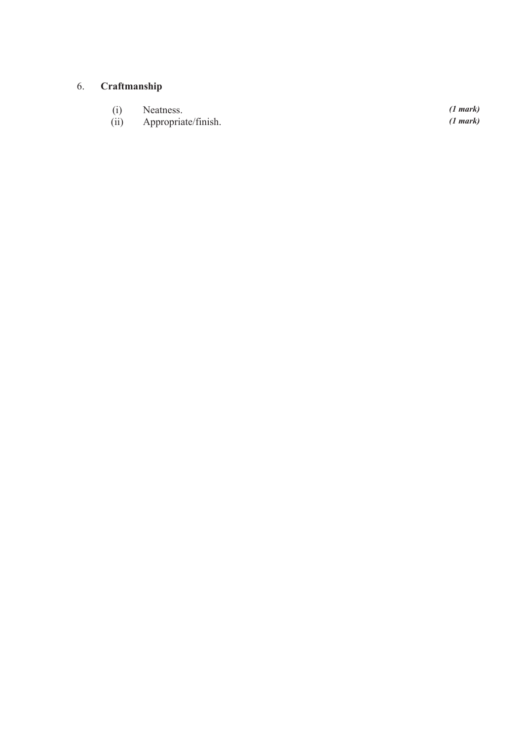6. **Craftmanship**

   (i) Neatness. *(1 mark)*
   
   (ii) Appropriate/finish. *(1 mark)*